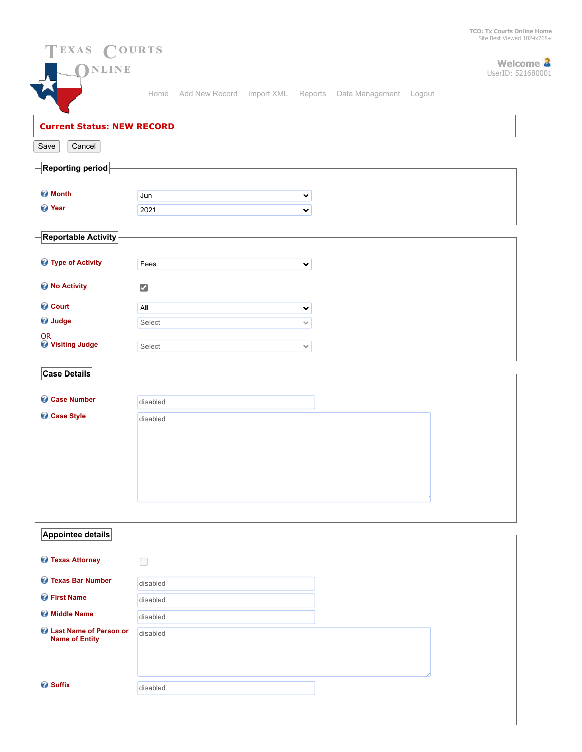TCO: Tx Courts Online Home
Site Best Viewed 1024x768+

# Texas Courts Online

Welcome
UserID: 521680001

Home | Add New Record | Import XML | Reports | Data Management | Logout

**Current Status: NEW RECORD**

Save | Cancel

## Reporting period

| Field | Value |
| --- | --- |
| Month | Jun |
| Year | 2021 |

## Reportable Activity

| Field | Value |
| --- | --- |
| Type of Activity | Fees |
| No Activity | ☑ |
| Court | All |
| Judge | Select |
| OR Visiting Judge | Select |

## Case Details

| Field | Value |
| --- | --- |
| Case Number | disabled |
| Case Style | disabled |

## Appointee details

| Field | Value |
| --- | --- |
| Texas Attorney | ☐ |
| Texas Bar Number | disabled |
| First Name | disabled |
| Middle Name | disabled |
| Last Name of Person or Name of Entity | disabled |
| Suffix | disabled |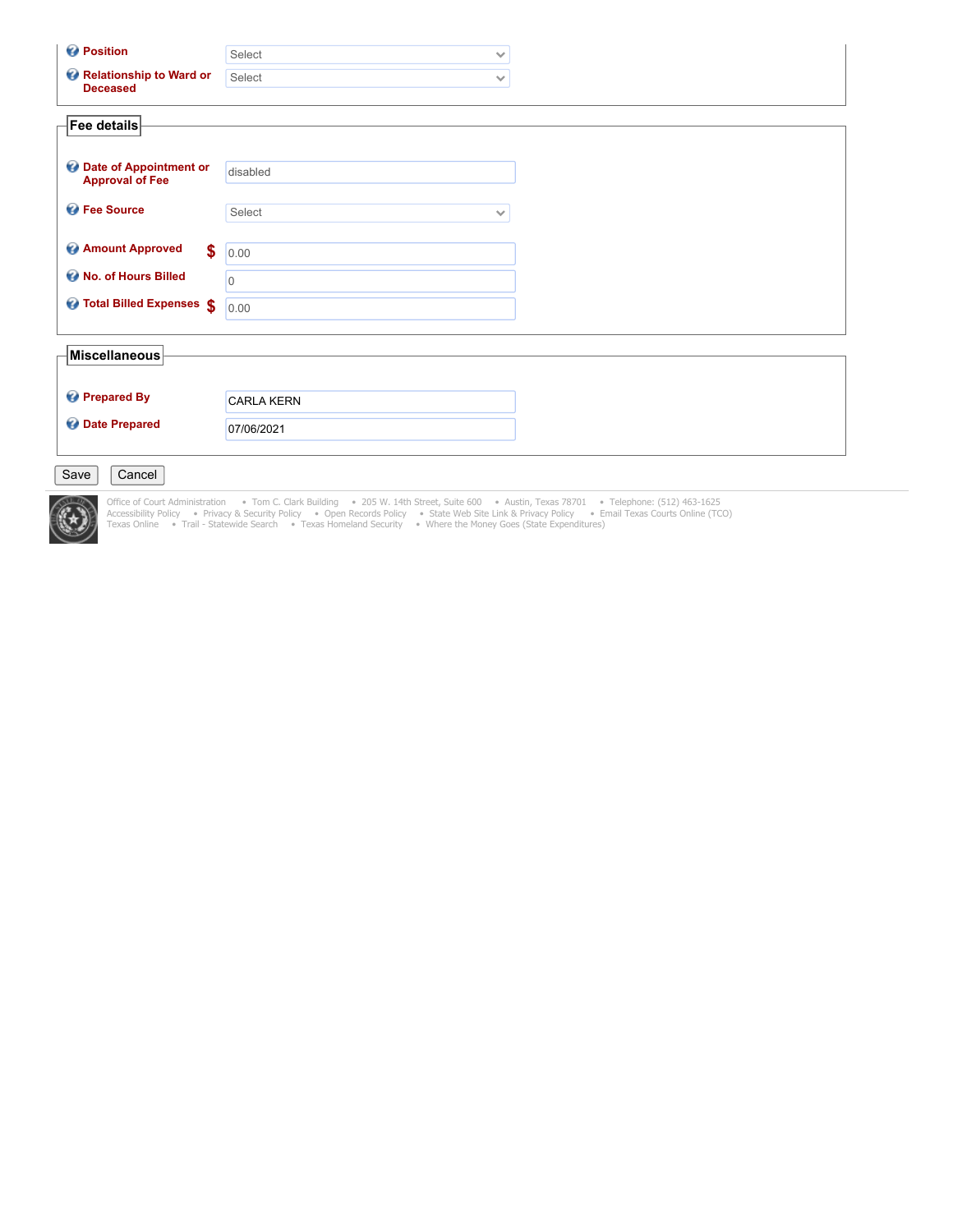Position: Select

Relationship to Ward or Deceased: Select

## Fee details

Date of Appointment or Approval of Fee: disabled

Fee Source: Select

Amount Approved $ 0.00

No. of Hours Billed: 0

Total Billed Expenses $ 0.00

## Miscellaneous

Prepared By: CARLA KERN

Date Prepared: 07/06/2021

Save Cancel

Office of Court Administration • Tom C. Clark Building • 205 W. 14th Street, Suite 600 • Austin, Texas 78701 • Telephone: (512) 463-1625
Accessibility Policy • Privacy & Security Policy • Open Records Policy • State Web Site Link & Privacy Policy • Email Texas Courts Online (TCO)
Texas Online • Trail - Statewide Search • Texas Homeland Security • Where the Money Goes (State Expenditures)